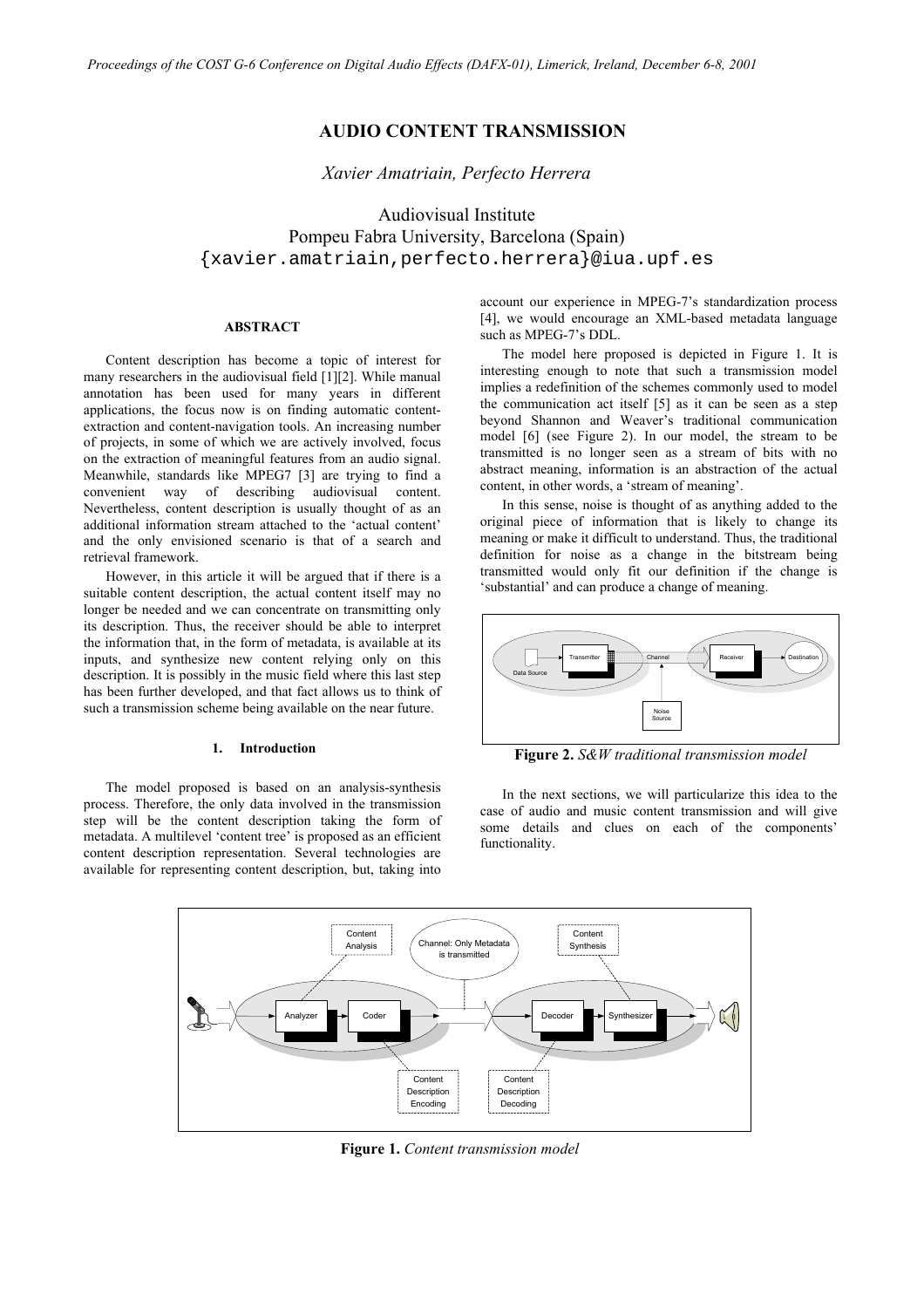# AUDIO CONTENT TRANSMISSION

*Xavier Amatriain, Perfecto Herrera*

Audiovisual Institute
Pompeu Fabra University, Barcelona (Spain)
{xavier.amatriain,perfecto.herrera}@iua.upf.es

## ABSTRACT

Content description has become a topic of interest for many researchers in the audiovisual field [1][2]. While manual annotation has been used for many years in different applications, the focus now is on finding automatic content-extraction and content-navigation tools. An increasing number of projects, in some of which we are actively involved, focus on the extraction of meaningful features from an audio signal. Meanwhile, standards like MPEG7 [3] are trying to find a convenient way of describing audiovisual content. Nevertheless, content description is usually thought of as an additional information stream attached to the 'actual content' and the only envisioned scenario is that of a search and retrieval framework.

However, in this article it will be argued that if there is a suitable content description, the actual content itself may no longer be needed and we can concentrate on transmitting only its description. Thus, the receiver should be able to interpret the information that, in the form of metadata, is available at its inputs, and synthesize new content relying only on this description. It is possibly in the music field where this last step has been further developed, and that fact allows us to think of such a transmission scheme being available on the near future.

## 1. Introduction

The model proposed is based on an analysis-synthesis process. Therefore, the only data involved in the transmission step will be the content description taking the form of metadata. A multilevel 'content tree' is proposed as an efficient content description representation. Several technologies are available for representing content description, but, taking into account our experience in MPEG-7's standardization process [4], we would encourage an XML-based metadata language such as MPEG-7's DDL.

The model here proposed is depicted in Figure 1. It is interesting enough to note that such a transmission model implies a redefinition of the schemes commonly used to model the communication act itself [5] as it can be seen as a step beyond Shannon and Weaver's traditional communication model [6] (see Figure 2). In our model, the stream to be transmitted is no longer seen as a stream of bits with no abstract meaning, information is an abstraction of the actual content, in other words, a 'stream of meaning'.

In this sense, noise is thought of as anything added to the original piece of information that is likely to change its meaning or make it difficult to understand. Thus, the traditional definition for noise as a change in the bitstream being transmitted would only fit our definition if the change is 'substantial' and can produce a change of meaning.

**Figure 2.** *S&W traditional transmission model*

In the next sections, we will particularize this idea to the case of audio and music content transmission and will give some details and clues on each of the components' functionality.

**Figure 1.** *Content transmission model*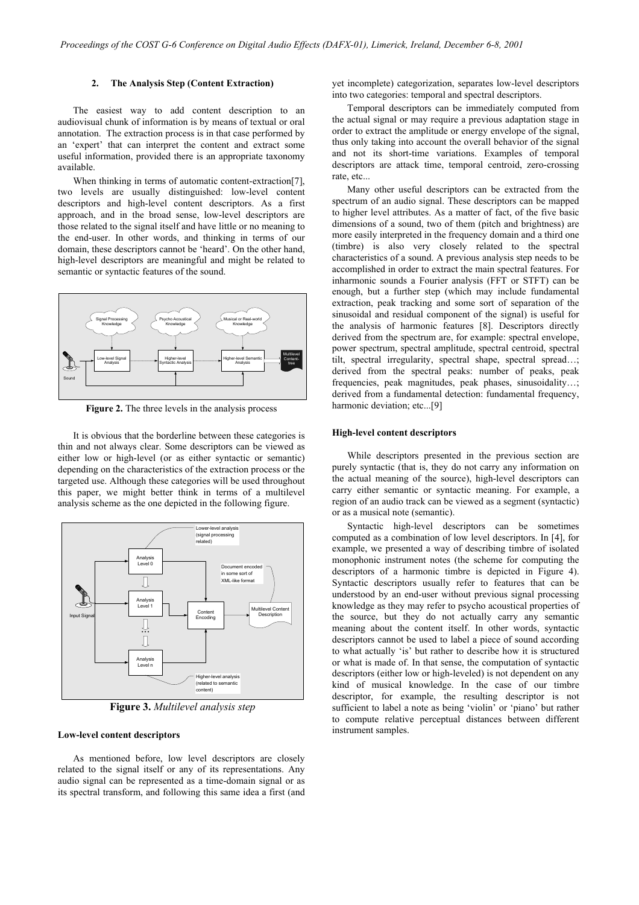## 2. The Analysis Step (Content Extraction)

The easiest way to add content description to an audiovisual chunk of information is by means of textual or oral annotation. The extraction process is in that case performed by an 'expert' that can interpret the content and extract some useful information, provided there is an appropriate taxonomy available.

When thinking in terms of automatic content-extraction[7], two levels are usually distinguished: low-level content descriptors and high-level content descriptors. As a first approach, and in the broad sense, low-level descriptors are those related to the signal itself and have little or no meaning to the end-user. In other words, and thinking in terms of our domain, these descriptors cannot be 'heard'. On the other hand, high-level descriptors are meaningful and might be related to semantic or syntactic features of the sound.

**Figure 2.** The three levels in the analysis process

It is obvious that the borderline between these categories is thin and not always clear. Some descriptors can be viewed as either low or high-level (or as either syntactic or semantic) depending on the characteristics of the extraction process or the targeted use. Although these categories will be used throughout this paper, we might better think in terms of a multilevel analysis scheme as the one depicted in the following figure.

**Figure 3.** *Multilevel analysis step*

### Low-level content descriptors

As mentioned before, low level descriptors are closely related to the signal itself or any of its representations. Any audio signal can be represented as a time-domain signal or as its spectral transform, and following this same idea a first (and yet incomplete) categorization, separates low-level descriptors into two categories: temporal and spectral descriptors.

Temporal descriptors can be immediately computed from the actual signal or may require a previous adaptation stage in order to extract the amplitude or energy envelope of the signal, thus only taking into account the overall behavior of the signal and not its short-time variations. Examples of temporal descriptors are attack time, temporal centroid, zero-crossing rate, etc...

Many other useful descriptors can be extracted from the spectrum of an audio signal. These descriptors can be mapped to higher level attributes. As a matter of fact, of the five basic dimensions of a sound, two of them (pitch and brightness) are more easily interpreted in the frequency domain and a third one (timbre) is also very closely related to the spectral characteristics of a sound. A previous analysis step needs to be accomplished in order to extract the main spectral features. For inharmonic sounds a Fourier analysis (FFT or STFT) can be enough, but a further step (which may include fundamental extraction, peak tracking and some sort of separation of the sinusoidal and residual component of the signal) is useful for the analysis of harmonic features [8]. Descriptors directly derived from the spectrum are, for example: spectral envelope, power spectrum, spectral amplitude, spectral centroid, spectral tilt, spectral irregularity, spectral shape, spectral spread…; derived from the spectral peaks: number of peaks, peak frequencies, peak magnitudes, peak phases, sinusoidality…; derived from a fundamental detection: fundamental frequency, harmonic deviation; etc...[9]

### High-level content descriptors

While descriptors presented in the previous section are purely syntactic (that is, they do not carry any information on the actual meaning of the source), high-level descriptors can carry either semantic or syntactic meaning. For example, a region of an audio track can be viewed as a segment (syntactic) or as a musical note (semantic).

Syntactic high-level descriptors can be sometimes computed as a combination of low level descriptors. In [4], for example, we presented a way of describing timbre of isolated monophonic instrument notes (the scheme for computing the descriptors of a harmonic timbre is depicted in Figure 4). Syntactic descriptors usually refer to features that can be understood by an end-user without previous signal processing knowledge as they may refer to psycho acoustical properties of the source, but they do not actually carry any semantic meaning about the content itself. In other words, syntactic descriptors cannot be used to label a piece of sound according to what actually 'is' but rather to describe how it is structured or what is made of. In that sense, the computation of syntactic descriptors (either low or high-leveled) is not dependent on any kind of musical knowledge. In the case of our timbre descriptor, for example, the resulting descriptor is not sufficient to label a note as being 'violin' or 'piano' but rather to compute relative perceptual distances between different instrument samples.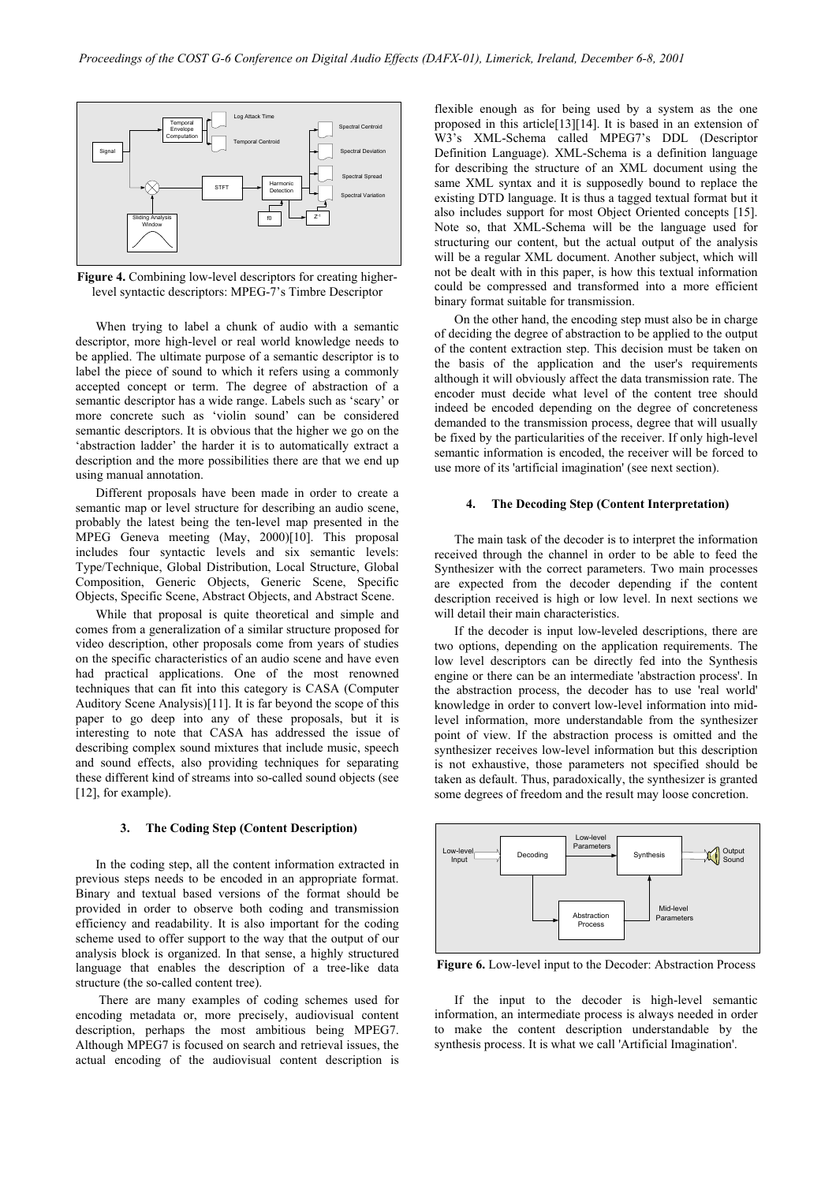**Figure 4.** Combining low-level descriptors for creating higher-level syntactic descriptors: MPEG-7's Timbre Descriptor

When trying to label a chunk of audio with a semantic descriptor, more high-level or real world knowledge needs to be applied. The ultimate purpose of a semantic descriptor is to label the piece of sound to which it refers using a commonly accepted concept or term. The degree of abstraction of a semantic descriptor has a wide range. Labels such as 'scary' or more concrete such as 'violin sound' can be considered semantic descriptors. It is obvious that the higher we go on the 'abstraction ladder' the harder it is to automatically extract a description and the more possibilities there are that we end up using manual annotation.

Different proposals have been made in order to create a semantic map or level structure for describing an audio scene, probably the latest being the ten-level map presented in the MPEG Geneva meeting (May, 2000)[10]. This proposal includes four syntactic levels and six semantic levels: Type/Technique, Global Distribution, Local Structure, Global Composition, Generic Objects, Generic Scene, Specific Objects, Specific Scene, Abstract Objects, and Abstract Scene.

While that proposal is quite theoretical and simple and comes from a generalization of a similar structure proposed for video description, other proposals come from years of studies on the specific characteristics of an audio scene and have even had practical applications. One of the most renowned techniques that can fit into this category is CASA (Computer Auditory Scene Analysis)[11]. It is far beyond the scope of this paper to go deep into any of these proposals, but it is interesting to note that CASA has addressed the issue of describing complex sound mixtures that include music, speech and sound effects, also providing techniques for separating these different kind of streams into so-called sound objects (see [12], for example).

### 3. The Coding Step (Content Description)

In the coding step, all the content information extracted in previous steps needs to be encoded in an appropriate format. Binary and textual based versions of the format should be provided in order to observe both coding and transmission efficiency and readability. It is also important for the coding scheme used to offer support to the way that the output of our analysis block is organized. In that sense, a highly structured language that enables the description of a tree-like data structure (the so-called content tree).

There are many examples of coding schemes used for encoding metadata or, more precisely, audiovisual content description, perhaps the most ambitious being MPEG7. Although MPEG7 is focused on search and retrieval issues, the actual encoding of the audiovisual content description is flexible enough as for being used by a system as the one proposed in this article[13][14]. It is based in an extension of W3's XML-Schema called MPEG7's DDL (Descriptor Definition Language). XML-Schema is a definition language for describing the structure of an XML document using the same XML syntax and it is supposedly bound to replace the existing DTD language. It is thus a tagged textual format but it also includes support for most Object Oriented concepts [15]. Note so, that XML-Schema will be the language used for structuring our content, but the actual output of the analysis will be a regular XML document. Another subject, which will not be dealt with in this paper, is how this textual information could be compressed and transformed into a more efficient binary format suitable for transmission.

On the other hand, the encoding step must also be in charge of deciding the degree of abstraction to be applied to the output of the content extraction step. This decision must be taken on the basis of the application and the user's requirements although it will obviously affect the data transmission rate. The encoder must decide what level of the content tree should indeed be encoded depending on the degree of concreteness demanded to the transmission process, degree that will usually be fixed by the particularities of the receiver. If only high-level semantic information is encoded, the receiver will be forced to use more of its 'artificial imagination' (see next section).

### 4. The Decoding Step (Content Interpretation)

The main task of the decoder is to interpret the information received through the channel in order to be able to feed the Synthesizer with the correct parameters. Two main processes are expected from the decoder depending if the content description received is high or low level. In next sections we will detail their main characteristics.

If the decoder is input low-leveled descriptions, there are two options, depending on the application requirements. The low level descriptors can be directly fed into the Synthesis engine or there can be an intermediate 'abstraction process'. In the abstraction process, the decoder has to use 'real world' knowledge in order to convert low-level information into mid-level information, more understandable from the synthesizer point of view. If the abstraction process is omitted and the synthesizer receives low-level information but this description is not exhaustive, those parameters not specified should be taken as default. Thus, paradoxically, the synthesizer is granted some degrees of freedom and the result may loose concretion.

**Figure 6.** Low-level input to the Decoder: Abstraction Process

If the input to the decoder is high-level semantic information, an intermediate process is always needed in order to make the content description understandable by the synthesis process. It is what we call 'Artificial Imagination'.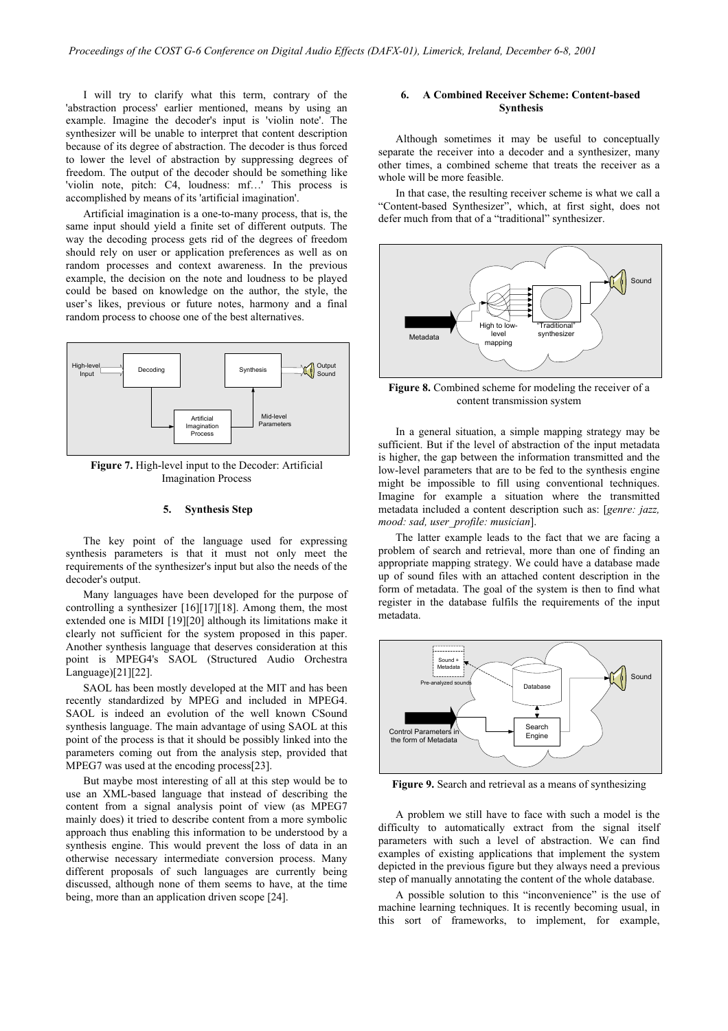I will try to clarify what this term, contrary of the 'abstraction process' earlier mentioned, means by using an example. Imagine the decoder's input is 'violin note'. The synthesizer will be unable to interpret that content description because of its degree of abstraction. The decoder is thus forced to lower the level of abstraction by suppressing degrees of freedom. The output of the decoder should be something like 'violin note, pitch: C4, loudness: mf…' This process is accomplished by means of its 'artificial imagination'.

Artificial imagination is a one-to-many process, that is, the same input should yield a finite set of different outputs. The way the decoding process gets rid of the degrees of freedom should rely on user or application preferences as well as on random processes and context awareness. In the previous example, the decision on the note and loudness to be played could be based on knowledge on the author, the style, the user's likes, previous or future notes, harmony and a final random process to choose one of the best alternatives.

**Figure 7.** High-level input to the Decoder: Artificial Imagination Process

## 5. Synthesis Step

The key point of the language used for expressing synthesis parameters is that it must not only meet the requirements of the synthesizer's input but also the needs of the decoder's output.

Many languages have been developed for the purpose of controlling a synthesizer [16][17][18]. Among them, the most extended one is MIDI [19][20] although its limitations make it clearly not sufficient for the system proposed in this paper. Another synthesis language that deserves consideration at this point is MPEG4's SAOL (Structured Audio Orchestra Language)[21][22].

SAOL has been mostly developed at the MIT and has been recently standardized by MPEG and included in MPEG4. SAOL is indeed an evolution of the well known CSound synthesis language. The main advantage of using SAOL at this point of the process is that it should be possibly linked into the parameters coming out from the analysis step, provided that MPEG7 was used at the encoding process[23].

But maybe most interesting of all at this step would be to use an XML-based language that instead of describing the content from a signal analysis point of view (as MPEG7 mainly does) it tried to describe content from a more symbolic approach thus enabling this information to be understood by a synthesis engine. This would prevent the loss of data in an otherwise necessary intermediate conversion process. Many different proposals of such languages are currently being discussed, although none of them seems to have, at the time being, more than an application driven scope [24].

## 6. A Combined Receiver Scheme: Content-based Synthesis

Although sometimes it may be useful to conceptually separate the receiver into a decoder and a synthesizer, many other times, a combined scheme that treats the receiver as a whole will be more feasible.

In that case, the resulting receiver scheme is what we call a "Content-based Synthesizer", which, at first sight, does not defer much from that of a "traditional" synthesizer.

**Figure 8.** Combined scheme for modeling the receiver of a content transmission system

In a general situation, a simple mapping strategy may be sufficient. But if the level of abstraction of the input metadata is higher, the gap between the information transmitted and the low-level parameters that are to be fed to the synthesis engine might be impossible to fill using conventional techniques. Imagine for example a situation where the transmitted metadata included a content description such as: [*genre: jazz, mood: sad, user_profile: musician*].

The latter example leads to the fact that we are facing a problem of search and retrieval, more than one of finding an appropriate mapping strategy. We could have a database made up of sound files with an attached content description in the form of metadata. The goal of the system is then to find what register in the database fulfils the requirements of the input metadata.

**Figure 9.** Search and retrieval as a means of synthesizing

A problem we still have to face with such a model is the difficulty to automatically extract from the signal itself parameters with such a level of abstraction. We can find examples of existing applications that implement the system depicted in the previous figure but they always need a previous step of manually annotating the content of the whole database.

A possible solution to this "inconvenience" is the use of machine learning techniques. It is recently becoming usual, in this sort of frameworks, to implement, for example,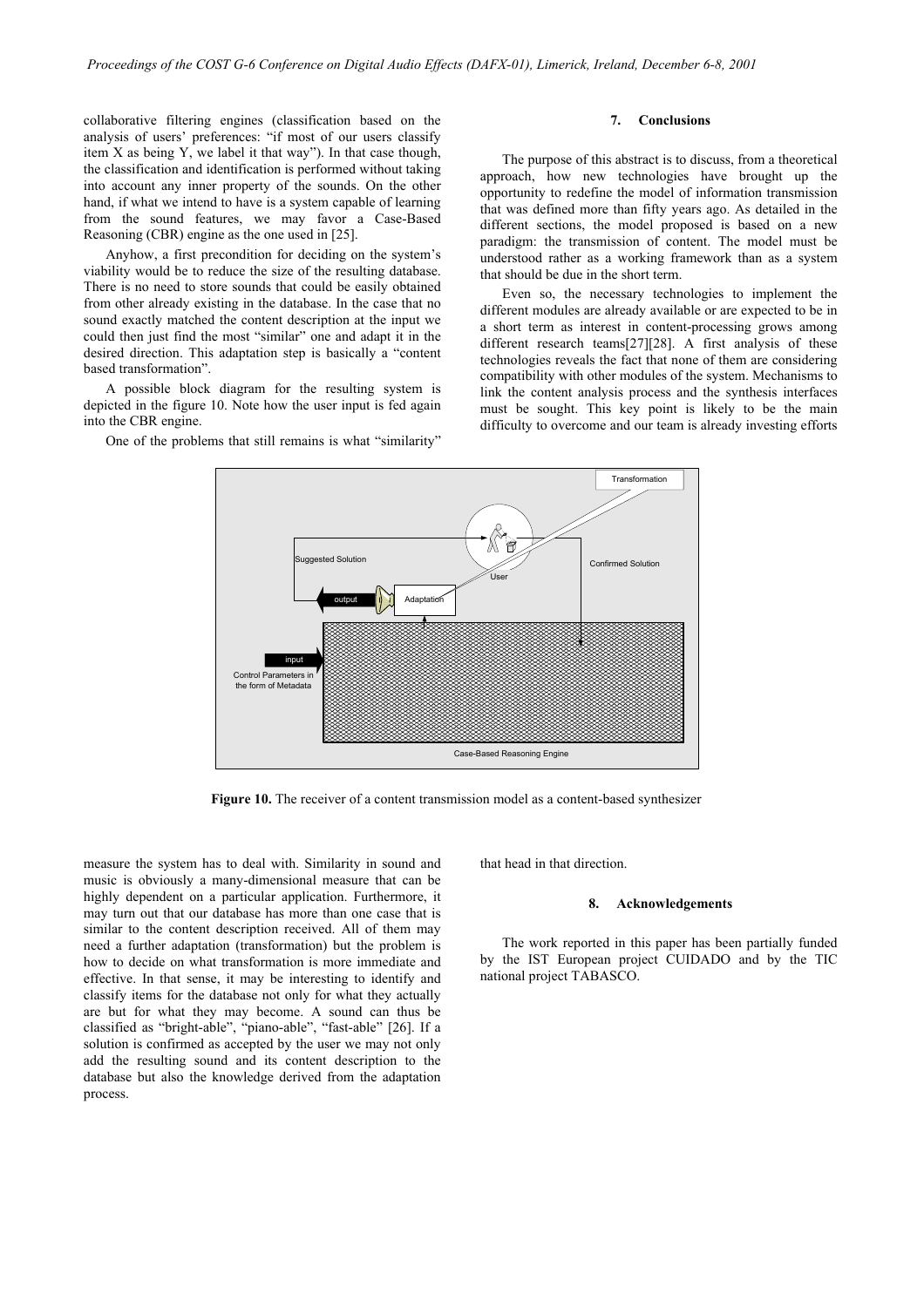collaborative filtering engines (classification based on the analysis of users' preferences: "if most of our users classify item X as being Y, we label it that way"). In that case though, the classification and identification is performed without taking into account any inner property of the sounds. On the other hand, if what we intend to have is a system capable of learning from the sound features, we may favor a Case-Based Reasoning (CBR) engine as the one used in [25].

Anyhow, a first precondition for deciding on the system's viability would be to reduce the size of the resulting database. There is no need to store sounds that could be easily obtained from other already existing in the database. In the case that no sound exactly matched the content description at the input we could then just find the most "similar" one and adapt it in the desired direction. This adaptation step is basically a "content based transformation".

A possible block diagram for the resulting system is depicted in the figure 10. Note how the user input is fed again into the CBR engine.

One of the problems that still remains is what "similarity" measure the system has to deal with. Similarity in sound and music is obviously a many-dimensional measure that can be highly dependent on a particular application. Furthermore, it may turn out that our database has more than one case that is similar to the content description received. All of them may need a further adaptation (transformation) but the problem is how to decide on what transformation is more immediate and effective. In that sense, it may be interesting to identify and classify items for the database not only for what they actually are but for what they may become. A sound can thus be classified as "bright-able", "piano-able", "fast-able" [26]. If a solution is confirmed as accepted by the user we may not only add the resulting sound and its content description to the database but also the knowledge derived from the adaptation process.

**Figure 10.** The receiver of a content transmission model as a content-based synthesizer

## 7. Conclusions

The purpose of this abstract is to discuss, from a theoretical approach, how new technologies have brought up the opportunity to redefine the model of information transmission that was defined more than fifty years ago. As detailed in the different sections, the model proposed is based on a new paradigm: the transmission of content. The model must be understood rather as a working framework than as a system that should be due in the short term.

Even so, the necessary technologies to implement the different modules are already available or are expected to be in a short term as interest in content-processing grows among different research teams[27][28]. A first analysis of these technologies reveals the fact that none of them are considering compatibility with other modules of the system. Mechanisms to link the content analysis process and the synthesis interfaces must be sought. This key point is likely to be the main difficulty to overcome and our team is already investing efforts that head in that direction.

## 8. Acknowledgements

The work reported in this paper has been partially funded by the IST European project CUIDADO and by the TIC national project TABASCO.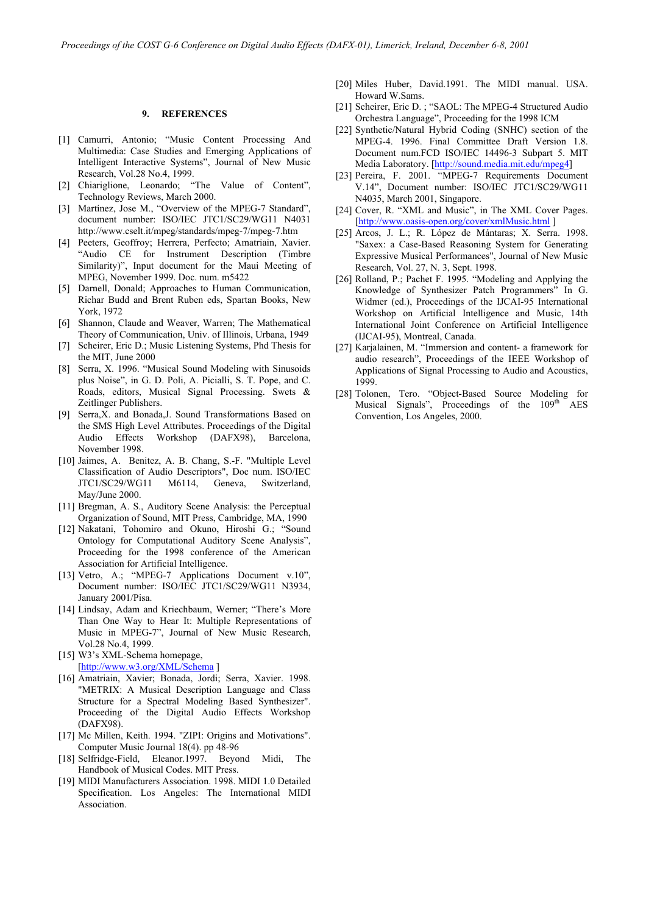## 9. REFERENCES

[1] Camurri, Antonio; "Music Content Processing And Multimedia: Case Studies and Emerging Applications of Intelligent Interactive Systems", Journal of New Music Research, Vol.28 No.4, 1999.

[2] Chiariglione, Leonardo; "The Value of Content", Technology Reviews, March 2000.

[3] Martínez, Jose M., "Overview of the MPEG-7 Standard", document number: ISO/IEC JTC1/SC29/WG11 N4031 http://www.cselt.it/mpeg/standards/mpeg-7/mpeg-7.htm

[4] Peeters, Geoffroy; Herrera, Perfecto; Amatriain, Xavier. "Audio CE for Instrument Description (Timbre Similarity)", Input document for the Maui Meeting of MPEG, November 1999. Doc. num. m5422

[5] Darnell, Donald; Approaches to Human Communication, Richar Budd and Brent Ruben eds, Spartan Books, New York, 1972

[6] Shannon, Claude and Weaver, Warren; The Mathematical Theory of Communication, Univ. of Illinois, Urbana, 1949

[7] Scheirer, Eric D.; Music Listening Systems, Phd Thesis for the MIT, June 2000

[8] Serra, X. 1996. "Musical Sound Modeling with Sinusoids plus Noise", in G. D. Poli, A. Picialli, S. T. Pope, and C. Roads, editors, Musical Signal Processing. Swets & Zeitlinger Publishers.

[9] Serra,X. and Bonada,J. Sound Transformations Based on the SMS High Level Attributes. Proceedings of the Digital Audio Effects Workshop (DAFX98), Barcelona, November 1998.

[10] Jaimes, A. Benitez, A. B. Chang, S.-F. "Multiple Level Classification of Audio Descriptors", Doc num. ISO/IEC JTC1/SC29/WG11 M6114, Geneva, Switzerland, May/June 2000.

[11] Bregman, A. S., Auditory Scene Analysis: the Perceptual Organization of Sound, MIT Press, Cambridge, MA, 1990

[12] Nakatani, Tohomiro and Okuno, Hiroshi G.; "Sound Ontology for Computational Auditory Scene Analysis", Proceeding for the 1998 conference of the American Association for Artificial Intelligence.

[13] Vetro, A.; "MPEG-7 Applications Document v.10", Document number: ISO/IEC JTC1/SC29/WG11 N3934, January 2001/Pisa.

[14] Lindsay, Adam and Kriechbaum, Werner; "There's More Than One Way to Hear It: Multiple Representations of Music in MPEG-7", Journal of New Music Research, Vol.28 No.4, 1999.

[15] W3's XML-Schema homepage, [http://www.w3.org/XML/Schema ]

[16] Amatriain, Xavier; Bonada, Jordi; Serra, Xavier. 1998. "METRIX: A Musical Description Language and Class Structure for a Spectral Modeling Based Synthesizer". Proceeding of the Digital Audio Effects Workshop (DAFX98).

[17] Mc Millen, Keith. 1994. "ZIPI: Origins and Motivations". Computer Music Journal 18(4). pp 48-96

[18] Selfridge-Field, Eleanor.1997. Beyond Midi, The Handbook of Musical Codes. MIT Press.

[19] MIDI Manufacturers Association. 1998. MIDI 1.0 Detailed Specification. Los Angeles: The International MIDI Association.

[20] Miles Huber, David.1991. The MIDI manual. USA. Howard W.Sams.

[21] Scheirer, Eric D. ; "SAOL: The MPEG-4 Structured Audio Orchestra Language", Proceeding for the 1998 ICM

[22] Synthetic/Natural Hybrid Coding (SNHC) section of the MPEG-4. 1996. Final Committee Draft Version 1.8. Document num.FCD ISO/IEC 14496-3 Subpart 5. MIT Media Laboratory. [http://sound.media.mit.edu/mpeg4]

[23] Pereira, F. 2001. "MPEG-7 Requirements Document V.14", Document number: ISO/IEC JTC1/SC29/WG11 N4035, March 2001, Singapore.

[24] Cover, R. "XML and Music", in The XML Cover Pages. [http://www.oasis-open.org/cover/xmlMusic.html ]

[25] Arcos, J. L.; R. López de Mántaras; X. Serra. 1998. "Saxex: a Case-Based Reasoning System for Generating Expressive Musical Performances", Journal of New Music Research, Vol. 27, N. 3, Sept. 1998.

[26] Rolland, P.; Pachet F. 1995. "Modeling and Applying the Knowledge of Synthesizer Patch Programmers" In G. Widmer (ed.), Proceedings of the IJCAI-95 International Workshop on Artificial Intelligence and Music, 14th International Joint Conference on Artificial Intelligence (IJCAI-95), Montreal, Canada.

[27] Karjalainen, M. "Immersion and content- a framework for audio research", Proceedings of the IEEE Workshop of Applications of Signal Processing to Audio and Acoustics, 1999.

[28] Tolonen, Tero. "Object-Based Source Modeling for Musical Signals", Proceedings of the 109th AES Convention, Los Angeles, 2000.